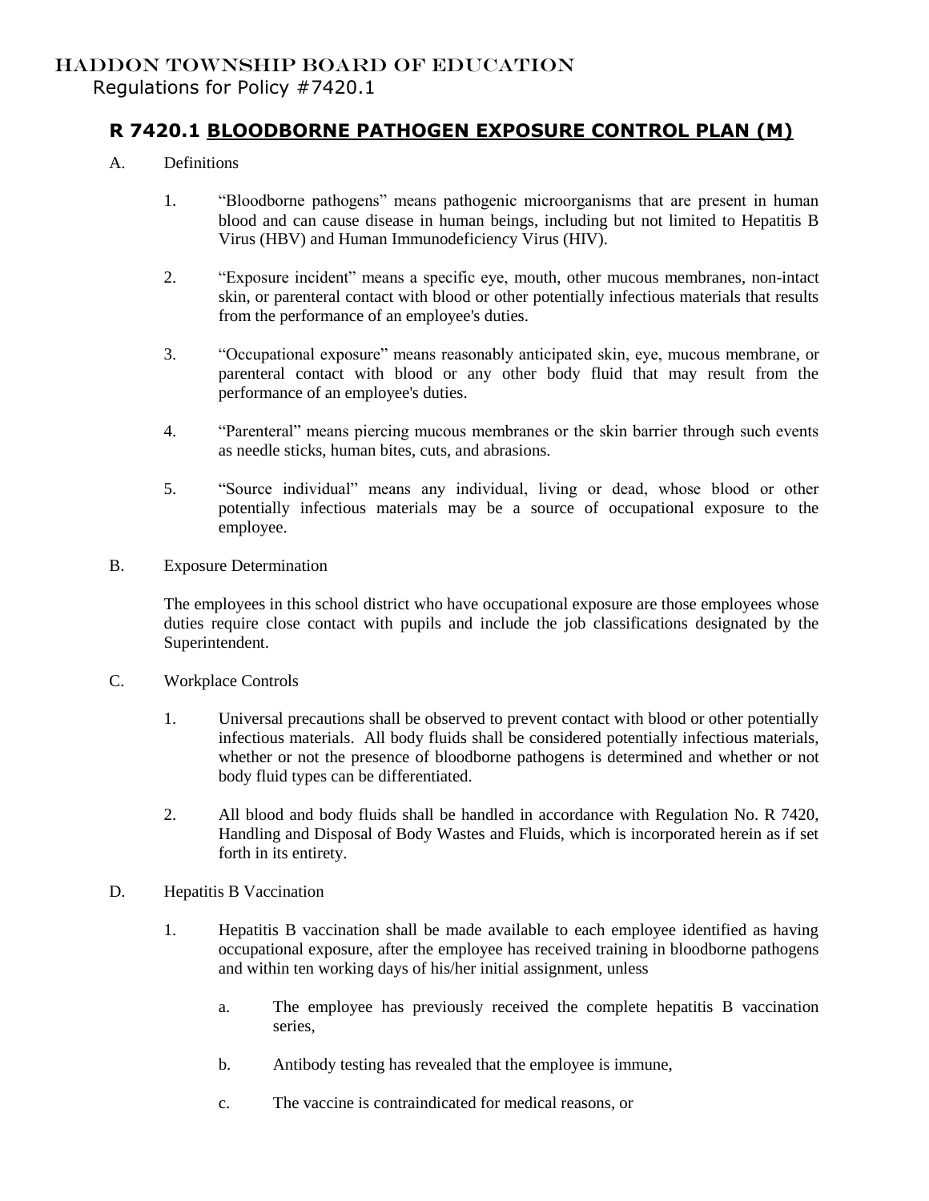HADDON TOWNSHIP BOARD OF EDUCATION

Regulations for Policy #7420.1

# R 7420.1 BLOODBORNE PATHOGEN EXPOSURE CONTROL PLAN (M)

A. Definitions

1. "Bloodborne pathogens" means pathogenic microorganisms that are present in human blood and can cause disease in human beings, including but not limited to Hepatitis B Virus (HBV) and Human Immunodeficiency Virus (HIV).

2. "Exposure incident" means a specific eye, mouth, other mucous membranes, non-intact skin, or parenteral contact with blood or other potentially infectious materials that results from the performance of an employee's duties.

3. "Occupational exposure" means reasonably anticipated skin, eye, mucous membrane, or parenteral contact with blood or any other body fluid that may result from the performance of an employee's duties.

4. "Parenteral" means piercing mucous membranes or the skin barrier through such events as needle sticks, human bites, cuts, and abrasions.

5. "Source individual" means any individual, living or dead, whose blood or other potentially infectious materials may be a source of occupational exposure to the employee.

B. Exposure Determination

The employees in this school district who have occupational exposure are those employees whose duties require close contact with pupils and include the job classifications designated by the Superintendent.

C. Workplace Controls

1. Universal precautions shall be observed to prevent contact with blood or other potentially infectious materials. All body fluids shall be considered potentially infectious materials, whether or not the presence of bloodborne pathogens is determined and whether or not body fluid types can be differentiated.

2. All blood and body fluids shall be handled in accordance with Regulation No. R 7420, Handling and Disposal of Body Wastes and Fluids, which is incorporated herein as if set forth in its entirety.

D. Hepatitis B Vaccination

1. Hepatitis B vaccination shall be made available to each employee identified as having occupational exposure, after the employee has received training in bloodborne pathogens and within ten working days of his/her initial assignment, unless

   a. The employee has previously received the complete hepatitis B vaccination series,

   b. Antibody testing has revealed that the employee is immune,

   c. The vaccine is contraindicated for medical reasons, or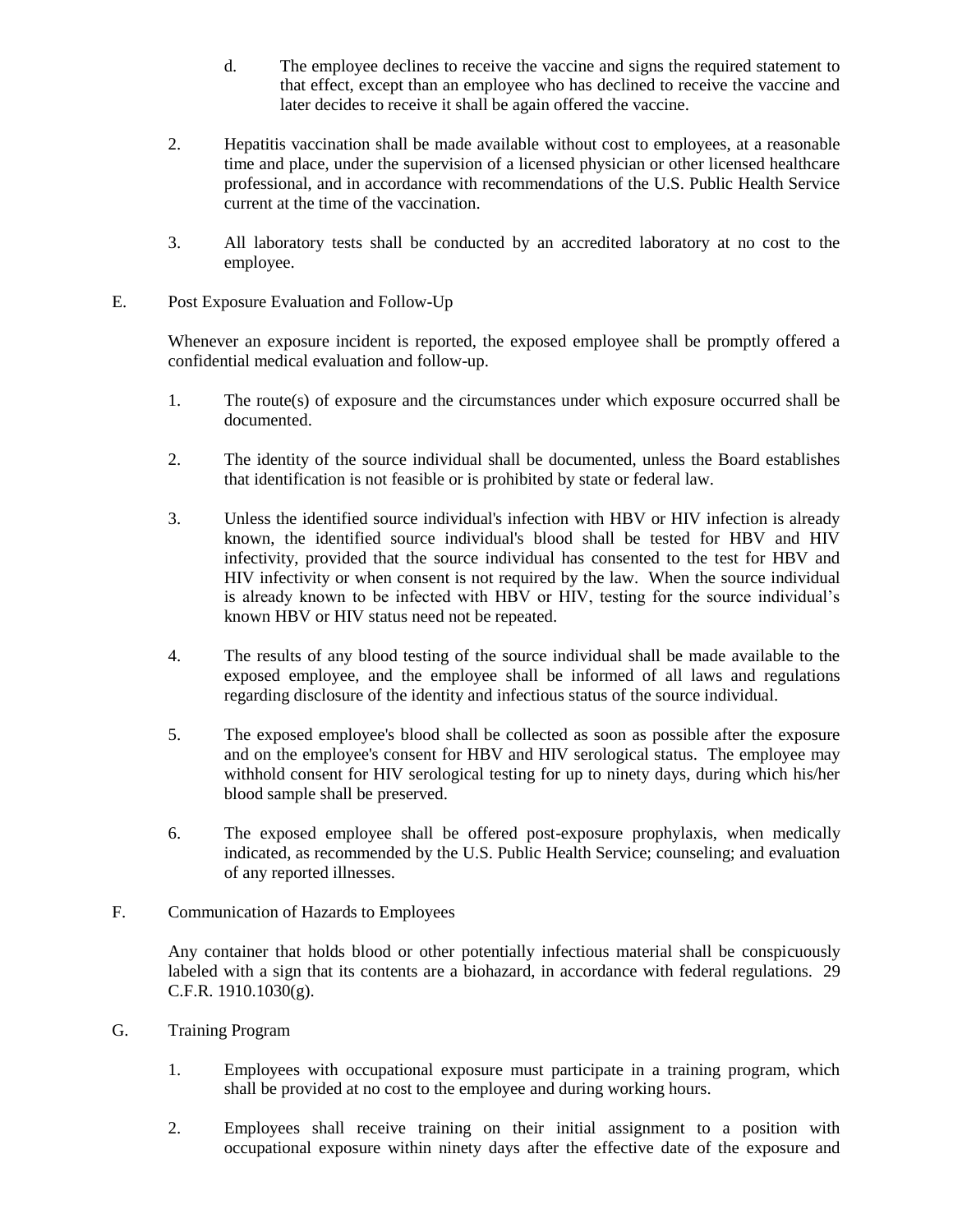d. The employee declines to receive the vaccine and signs the required statement to that effect, except than an employee who has declined to receive the vaccine and later decides to receive it shall be again offered the vaccine.

2. Hepatitis vaccination shall be made available without cost to employees, at a reasonable time and place, under the supervision of a licensed physician or other licensed healthcare professional, and in accordance with recommendations of the U.S. Public Health Service current at the time of the vaccination.

3. All laboratory tests shall be conducted by an accredited laboratory at no cost to the employee.

E. Post Exposure Evaluation and Follow-Up

Whenever an exposure incident is reported, the exposed employee shall be promptly offered a confidential medical evaluation and follow-up.

1. The route(s) of exposure and the circumstances under which exposure occurred shall be documented.

2. The identity of the source individual shall be documented, unless the Board establishes that identification is not feasible or is prohibited by state or federal law.

3. Unless the identified source individual's infection with HBV or HIV infection is already known, the identified source individual's blood shall be tested for HBV and HIV infectivity, provided that the source individual has consented to the test for HBV and HIV infectivity or when consent is not required by the law. When the source individual is already known to be infected with HBV or HIV, testing for the source individual's known HBV or HIV status need not be repeated.

4. The results of any blood testing of the source individual shall be made available to the exposed employee, and the employee shall be informed of all laws and regulations regarding disclosure of the identity and infectious status of the source individual.

5. The exposed employee's blood shall be collected as soon as possible after the exposure and on the employee's consent for HBV and HIV serological status. The employee may withhold consent for HIV serological testing for up to ninety days, during which his/her blood sample shall be preserved.

6. The exposed employee shall be offered post-exposure prophylaxis, when medically indicated, as recommended by the U.S. Public Health Service; counseling; and evaluation of any reported illnesses.

F. Communication of Hazards to Employees

Any container that holds blood or other potentially infectious material shall be conspicuously labeled with a sign that its contents are a biohazard, in accordance with federal regulations. 29 C.F.R. 1910.1030(g).

G. Training Program

1. Employees with occupational exposure must participate in a training program, which shall be provided at no cost to the employee and during working hours.

2. Employees shall receive training on their initial assignment to a position with occupational exposure within ninety days after the effective date of the exposure and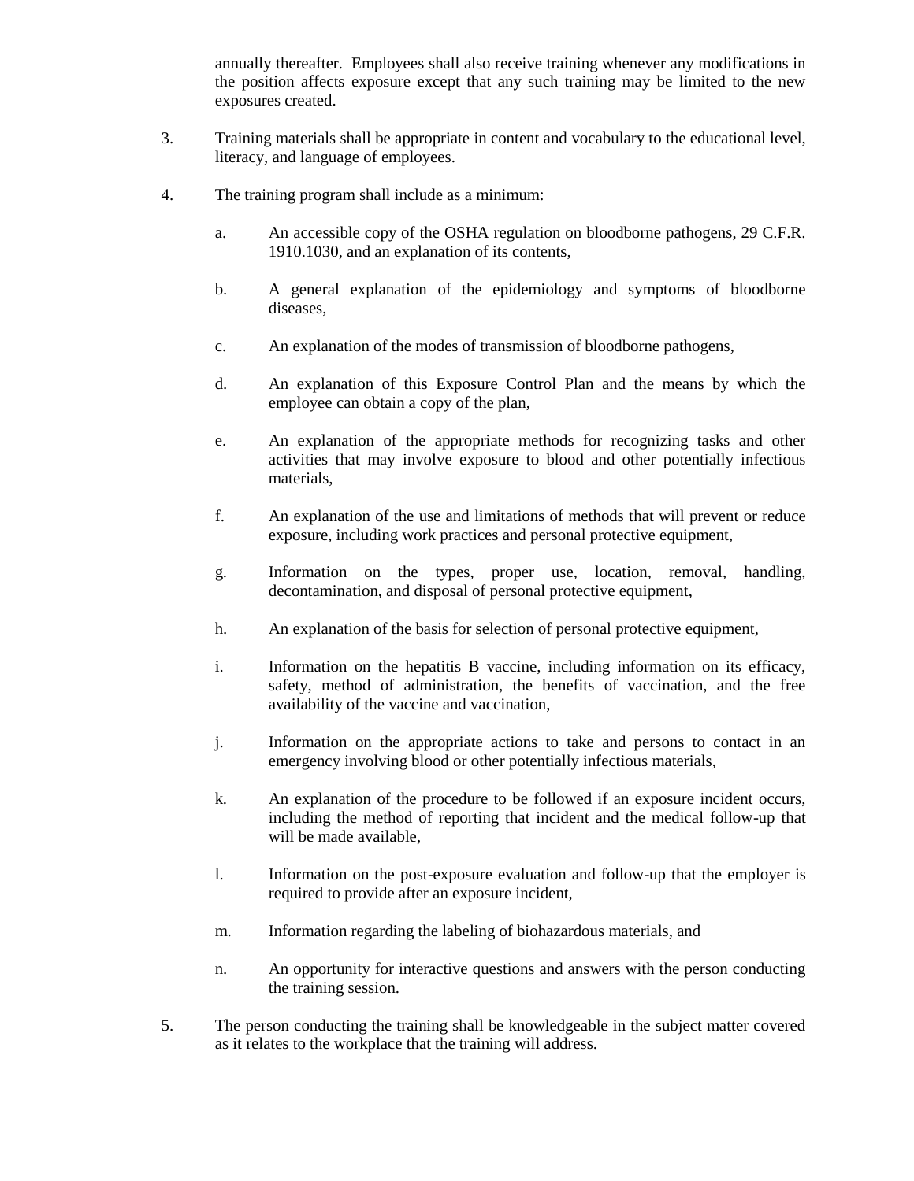annually thereafter. Employees shall also receive training whenever any modifications in the position affects exposure except that any such training may be limited to the new exposures created.

3. Training materials shall be appropriate in content and vocabulary to the educational level, literacy, and language of employees.

4. The training program shall include as a minimum:

   a. An accessible copy of the OSHA regulation on bloodborne pathogens, 29 C.F.R. 1910.1030, and an explanation of its contents,

   b. A general explanation of the epidemiology and symptoms of bloodborne diseases,

   c. An explanation of the modes of transmission of bloodborne pathogens,

   d. An explanation of this Exposure Control Plan and the means by which the employee can obtain a copy of the plan,

   e. An explanation of the appropriate methods for recognizing tasks and other activities that may involve exposure to blood and other potentially infectious materials,

   f. An explanation of the use and limitations of methods that will prevent or reduce exposure, including work practices and personal protective equipment,

   g. Information on the types, proper use, location, removal, handling, decontamination, and disposal of personal protective equipment,

   h. An explanation of the basis for selection of personal protective equipment,

   i. Information on the hepatitis B vaccine, including information on its efficacy, safety, method of administration, the benefits of vaccination, and the free availability of the vaccine and vaccination,

   j. Information on the appropriate actions to take and persons to contact in an emergency involving blood or other potentially infectious materials,

   k. An explanation of the procedure to be followed if an exposure incident occurs, including the method of reporting that incident and the medical follow-up that will be made available,

   l. Information on the post-exposure evaluation and follow-up that the employer is required to provide after an exposure incident,

   m. Information regarding the labeling of biohazardous materials, and

   n. An opportunity for interactive questions and answers with the person conducting the training session.

5. The person conducting the training shall be knowledgeable in the subject matter covered as it relates to the workplace that the training will address.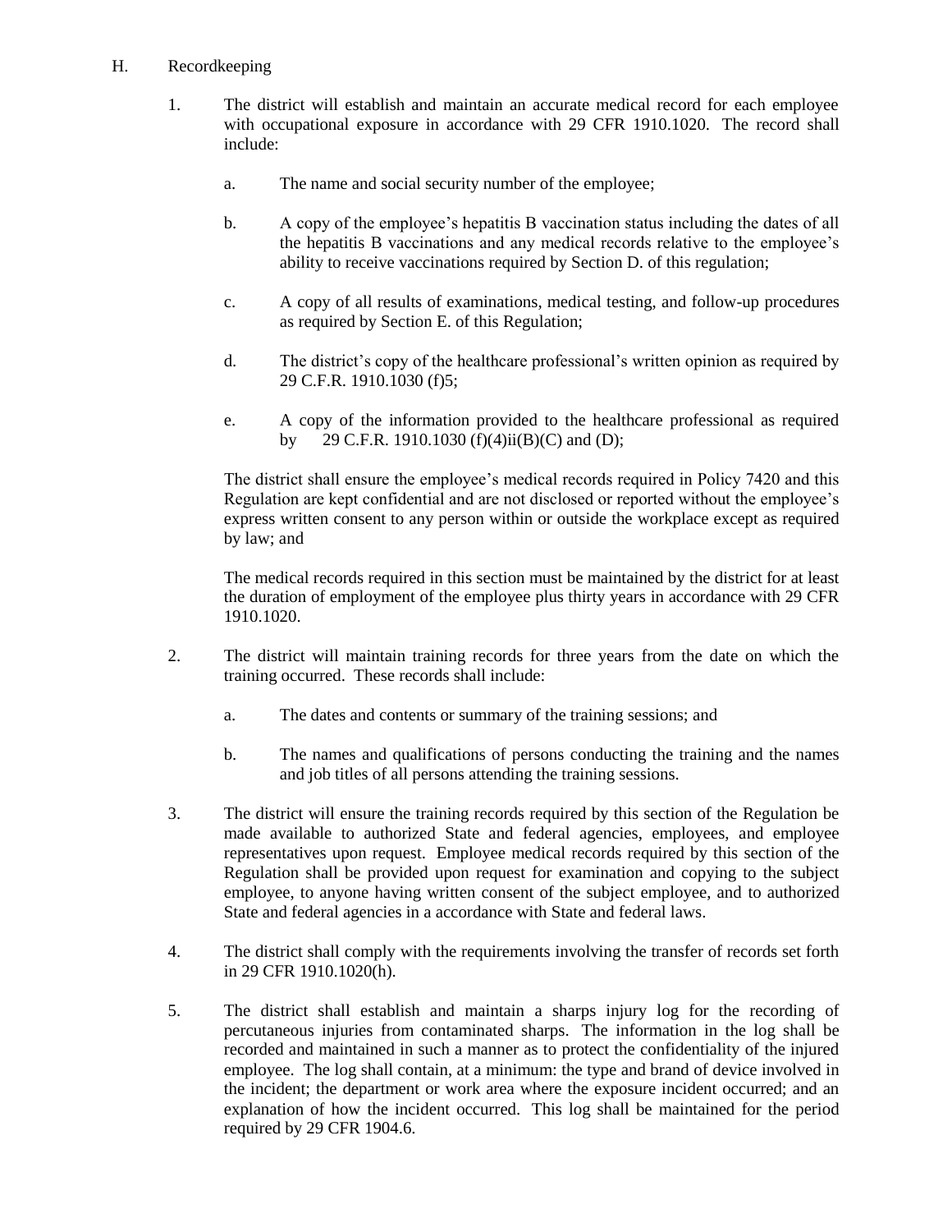H. Recordkeeping

1. The district will establish and maintain an accurate medical record for each employee with occupational exposure in accordance with 29 CFR 1910.1020. The record shall include:

   a. The name and social security number of the employee;

   b. A copy of the employee's hepatitis B vaccination status including the dates of all the hepatitis B vaccinations and any medical records relative to the employee's ability to receive vaccinations required by Section D. of this regulation;

   c. A copy of all results of examinations, medical testing, and follow-up procedures as required by Section E. of this Regulation;

   d. The district's copy of the healthcare professional's written opinion as required by 29 C.F.R. 1910.1030 (f)5;

   e. A copy of the information provided to the healthcare professional as required by 29 C.F.R. 1910.1030 (f)(4)ii(B)(C) and (D);

   The district shall ensure the employee's medical records required in Policy 7420 and this Regulation are kept confidential and are not disclosed or reported without the employee's express written consent to any person within or outside the workplace except as required by law; and

   The medical records required in this section must be maintained by the district for at least the duration of employment of the employee plus thirty years in accordance with 29 CFR 1910.1020.

2. The district will maintain training records for three years from the date on which the training occurred. These records shall include:

   a. The dates and contents or summary of the training sessions; and

   b. The names and qualifications of persons conducting the training and the names and job titles of all persons attending the training sessions.

3. The district will ensure the training records required by this section of the Regulation be made available to authorized State and federal agencies, employees, and employee representatives upon request. Employee medical records required by this section of the Regulation shall be provided upon request for examination and copying to the subject employee, to anyone having written consent of the subject employee, and to authorized State and federal agencies in a accordance with State and federal laws.

4. The district shall comply with the requirements involving the transfer of records set forth in 29 CFR 1910.1020(h).

5. The district shall establish and maintain a sharps injury log for the recording of percutaneous injuries from contaminated sharps. The information in the log shall be recorded and maintained in such a manner as to protect the confidentiality of the injured employee. The log shall contain, at a minimum: the type and brand of device involved in the incident; the department or work area where the exposure incident occurred; and an explanation of how the incident occurred. This log shall be maintained for the period required by 29 CFR 1904.6.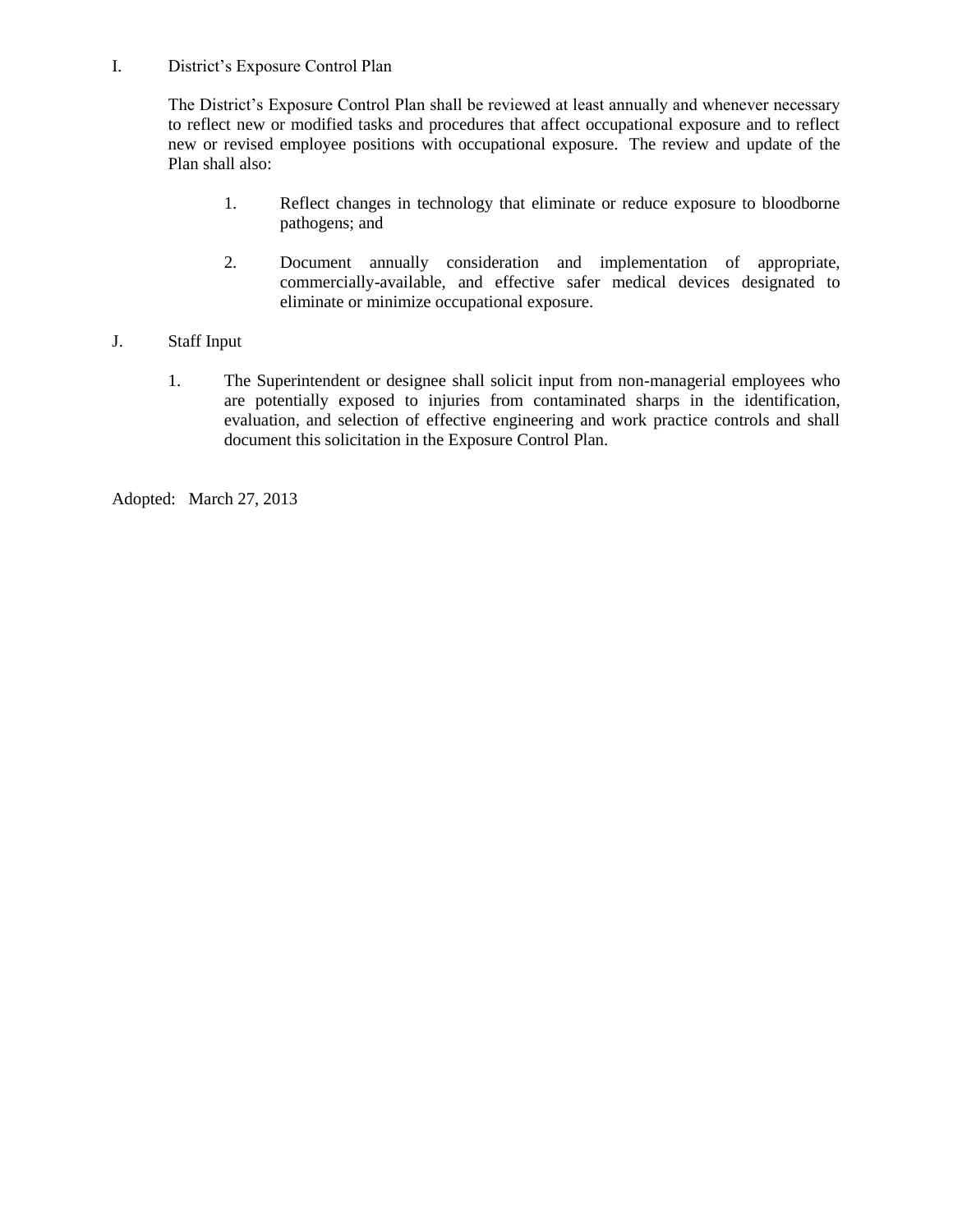I. District's Exposure Control Plan

The District's Exposure Control Plan shall be reviewed at least annually and whenever necessary to reflect new or modified tasks and procedures that affect occupational exposure and to reflect new or revised employee positions with occupational exposure. The review and update of the Plan shall also:

1. Reflect changes in technology that eliminate or reduce exposure to bloodborne pathogens; and

2. Document annually consideration and implementation of appropriate, commercially-available, and effective safer medical devices designated to eliminate or minimize occupational exposure.

J. Staff Input

1. The Superintendent or designee shall solicit input from non-managerial employees who are potentially exposed to injuries from contaminated sharps in the identification, evaluation, and selection of effective engineering and work practice controls and shall document this solicitation in the Exposure Control Plan.

Adopted: March 27, 2013